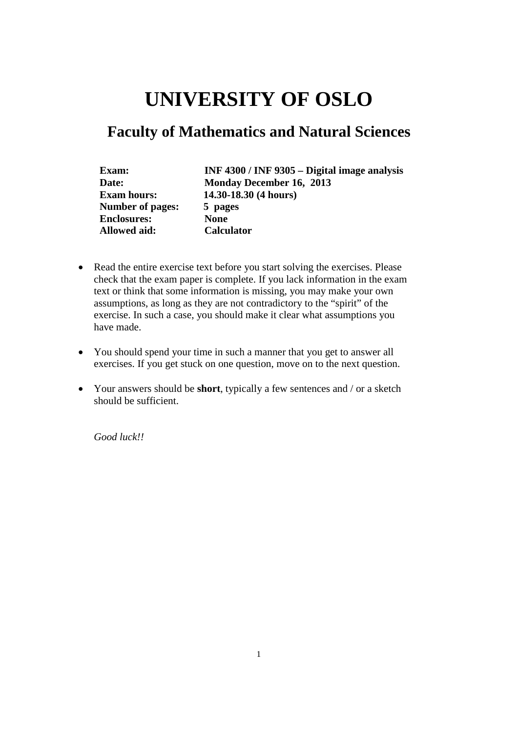# UNIVERSITY OF OSLO

## Faculty of Mathematics and Natural Sciences

| | |
|---|---|
| **Exam:** | **INF 4300 / INF 9305 – Digital image analysis** |
| **Date:** | **Monday December 16, 2013** |
| **Exam hours:** | **14.30-18.30 (4 hours)** |
| **Number of pages:** | **5 pages** |
| **Enclosures:** | **None** |
| **Allowed aid:** | **Calculator** |

- Read the entire exercise text before you start solving the exercises. Please check that the exam paper is complete. If you lack information in the exam text or think that some information is missing, you may make your own assumptions, as long as they are not contradictory to the "spirit" of the exercise. In such a case, you should make it clear what assumptions you have made.

- You should spend your time in such a manner that you get to answer all exercises. If you get stuck on one question, move on to the next question.

- Your answers should be **short**, typically a few sentences and / or a sketch should be sufficient.

*Good luck!!*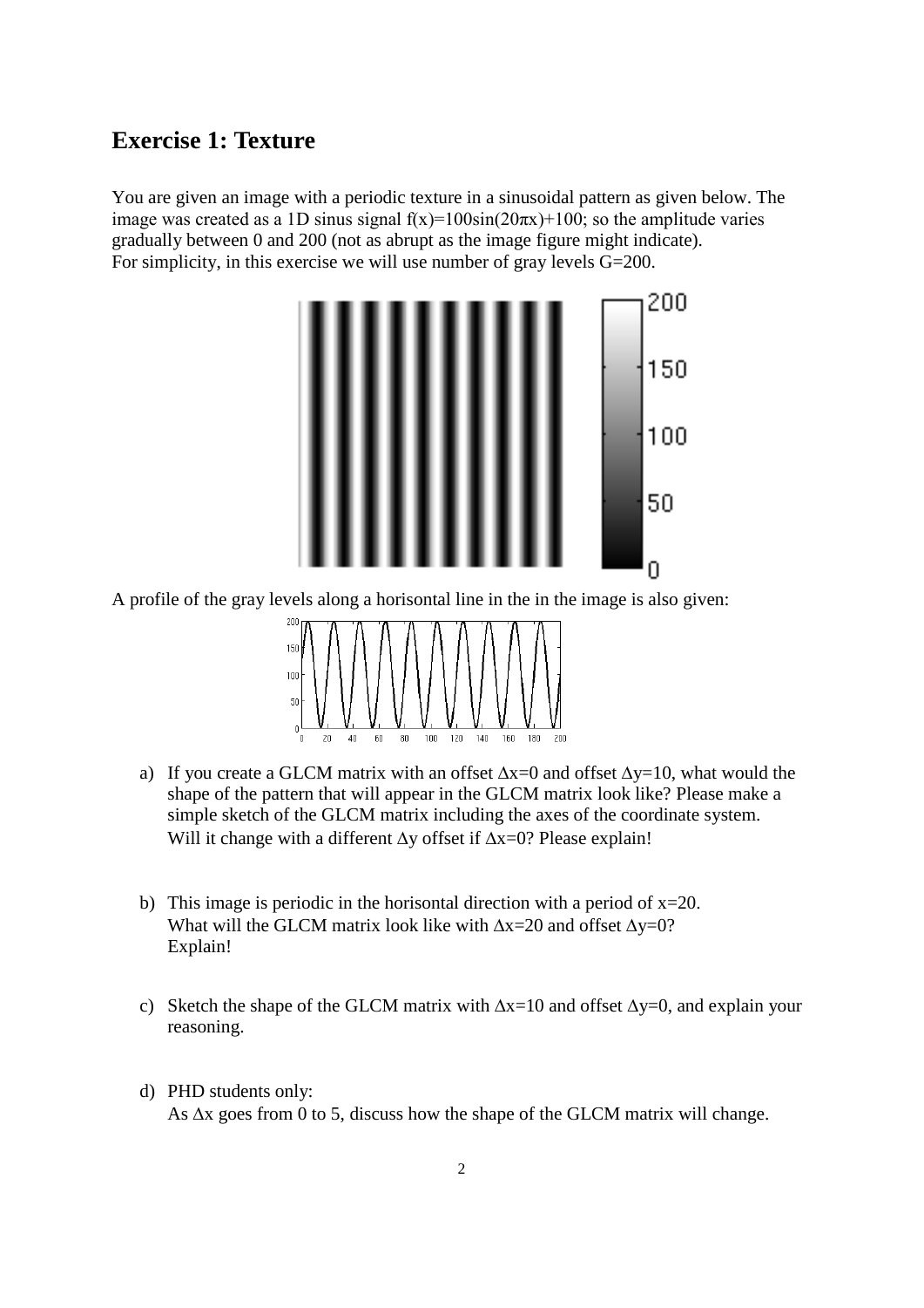## Exercise 1: Texture

You are given an image with a periodic texture in a sinusoidal pattern as given below. The image was created as a 1D sinus signal $f(x)=100\sin(20\pi x)+100$; so the amplitude varies gradually between 0 and 200 (not as abrupt as the image figure might indicate). For simplicity, in this exercise we will use number of gray levels G=200.

A profile of the gray levels along a horisontal line in the in the image is also given:

a) If you create a GLCM matrix with an offset $\Delta x=0$ and offset $\Delta y=10$, what would the shape of the pattern that will appear in the GLCM matrix look like? Please make a simple sketch of the GLCM matrix including the axes of the coordinate system. Will it change with a different $\Delta y$ offset if $\Delta x=0$? Please explain!

b) This image is periodic in the horisontal direction with a period of x=20. What will the GLCM matrix look like with $\Delta x=20$ and offset $\Delta y=0$? Explain!

c) Sketch the shape of the GLCM matrix with $\Delta x=10$ and offset $\Delta y=0$, and explain your reasoning.

d) PHD students only:
As $\Delta x$ goes from 0 to 5, discuss how the shape of the GLCM matrix will change.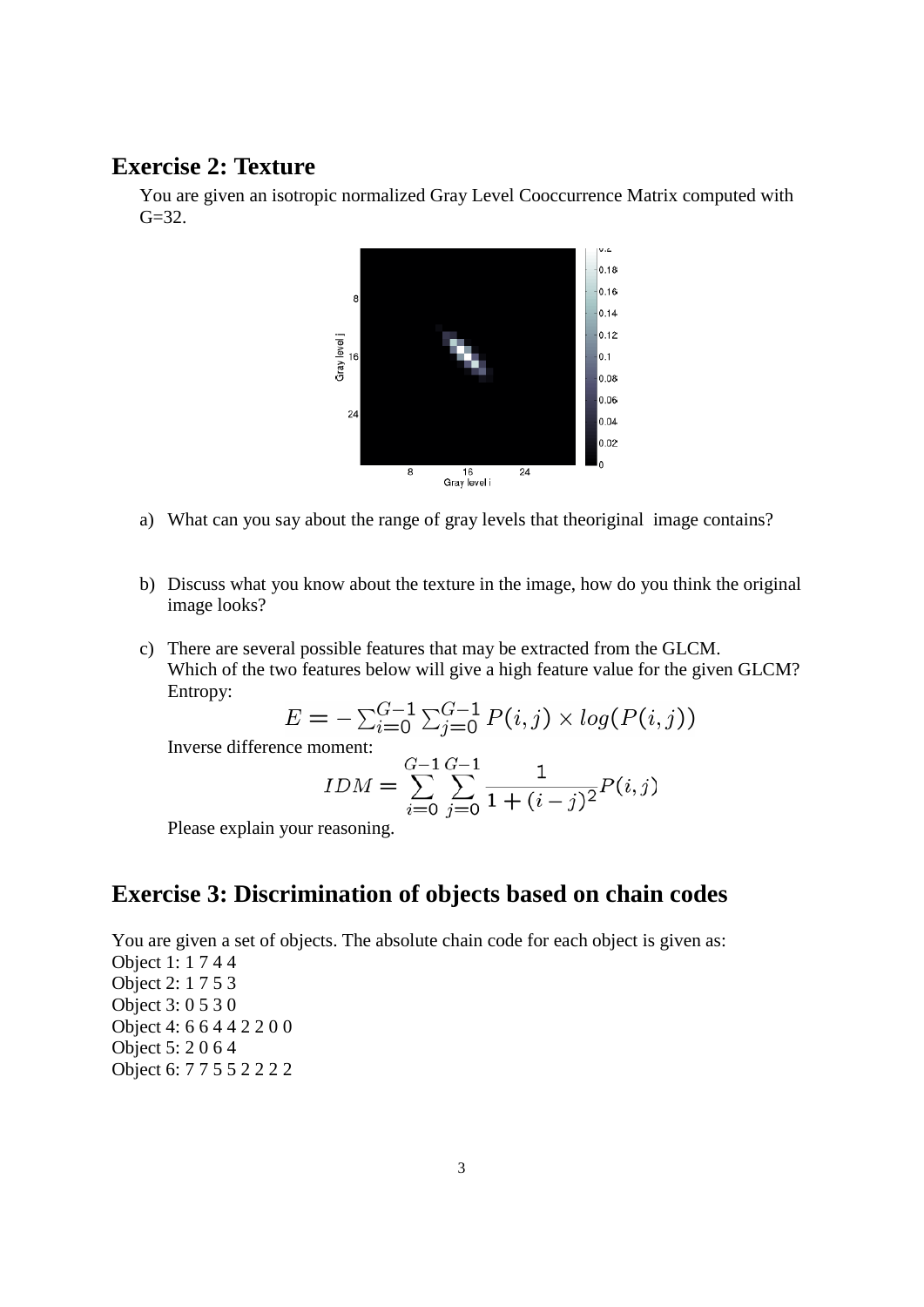## Exercise 2: Texture

You are given an isotropic normalized Gray Level Cooccurrence Matrix computed with G=32.

a) What can you say about the range of gray levels that theoriginal  image contains?

b) Discuss what you know about the texture in the image, how do you think the original image looks?

c) There are several possible features that may be extracted from the GLCM. Which of the two features below will give a high feature value for the given GLCM?
   Entropy:

$$E = -\sum_{i=0}^{G-1}\sum_{j=0}^{G-1} P(i,j) \times log(P(i,j))$$

   Inverse difference moment:

$$IDM = \sum_{i=0}^{G-1}\sum_{j=0}^{G-1} \frac{1}{1+(i-j)^2} P(i,j)$$

   Please explain your reasoning.

## Exercise 3: Discrimination of objects based on chain codes

You are given a set of objects. The absolute chain code for each object is given as:
Object 1: 1 7 4 4
Object 2: 1 7 5 3
Object 3: 0 5 3 0
Object 4: 6 6 4 4 2 2 0 0
Object 5: 2 0 6 4
Object 6: 7 7 5 5 2 2 2 2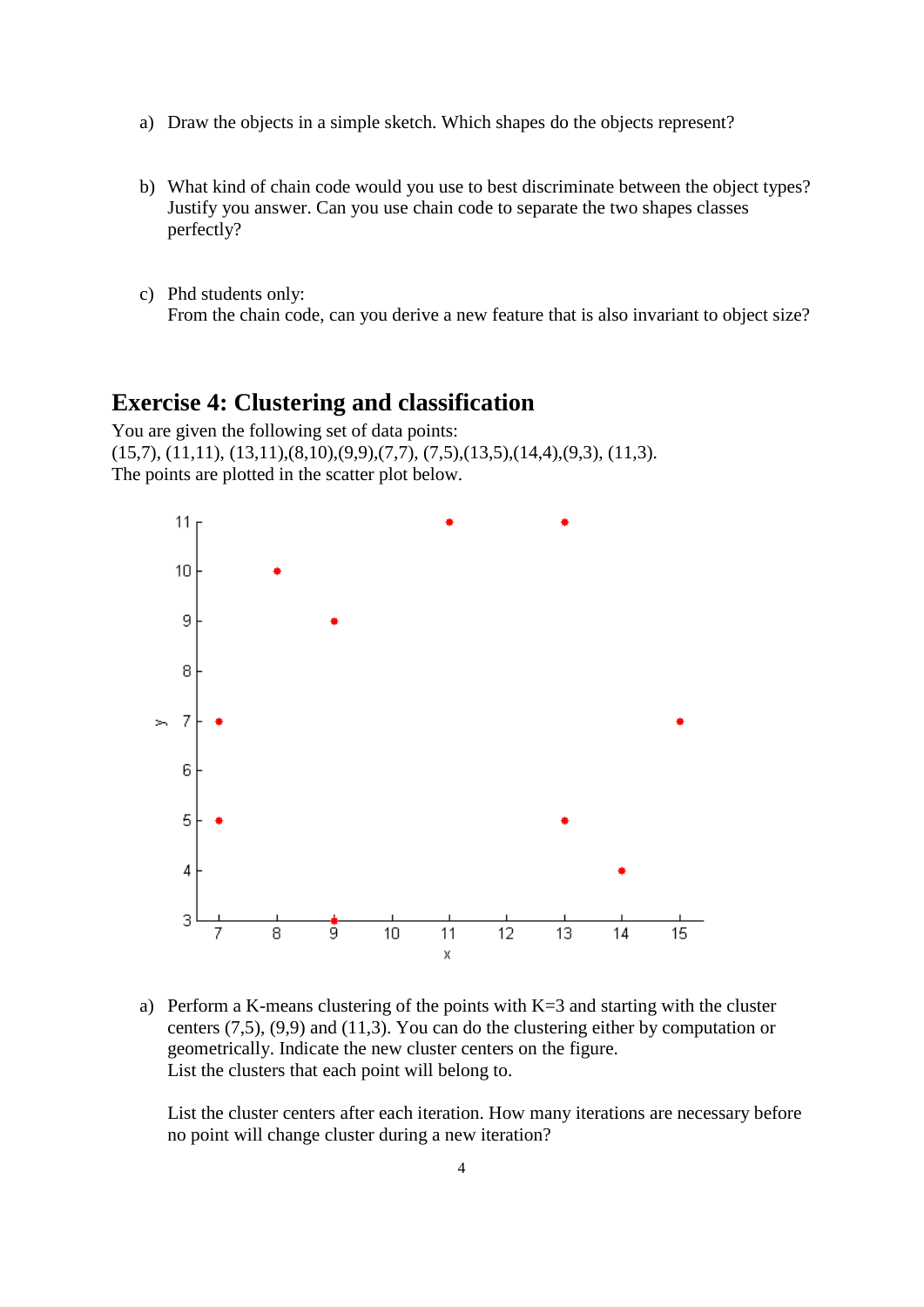a) Draw the objects in a simple sketch. Which shapes do the objects represent?

b) What kind of chain code would you use to best discriminate between the object types? Justify you answer. Can you use chain code to separate the two shapes classes perfectly?

c) Phd students only:
From the chain code, can you derive a new feature that is also invariant to object size?

## Exercise 4: Clustering and classification

You are given the following set of data points:
(15,7), (11,11), (13,11),(8,10),(9,9),(7,7), (7,5),(13,5),(14,4),(9,3), (11,3).
The points are plotted in the scatter plot below.

a) Perform a K-means clustering of the points with K=3 and starting with the cluster centers (7,5), (9,9) and (11,3). You can do the clustering either by computation or geometrically. Indicate the new cluster centers on the figure.
List the clusters that each point will belong to.

List the cluster centers after each iteration. How many iterations are necessary before no point will change cluster during a new iteration?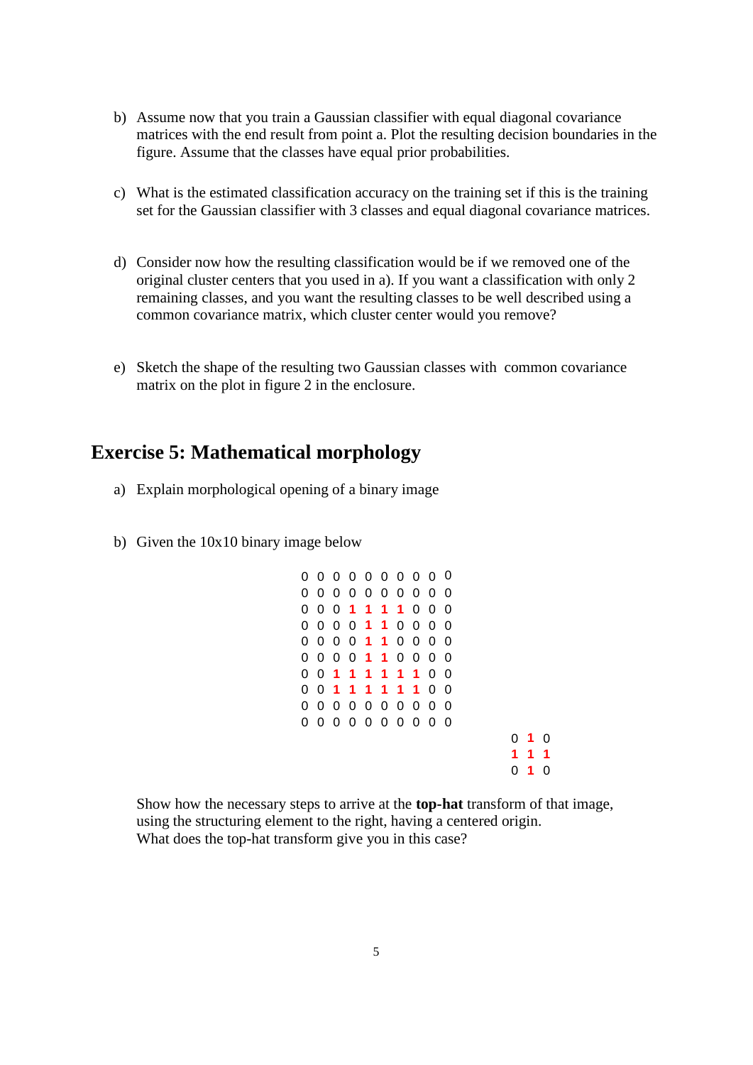b) Assume now that you train a Gaussian classifier with equal diagonal covariance matrices with the end result from point a. Plot the resulting decision boundaries in the figure. Assume that the classes have equal prior probabilities.

c) What is the estimated classification accuracy on the training set if this is the training set for the Gaussian classifier with 3 classes and equal diagonal covariance matrices.

d) Consider now how the resulting classification would be if we removed one of the original cluster centers that you used in a). If you want a classification with only 2 remaining classes, and you want the resulting classes to be well described using a common covariance matrix, which cluster center would you remove?

e) Sketch the shape of the resulting two Gaussian classes with common covariance matrix on the plot in figure 2 in the enclosure.

## Exercise 5: Mathematical morphology

a) Explain morphological opening of a binary image

b) Given the 10x10 binary image below

```
0 0 0 0 0 0 0 0 0 0
0 0 0 0 0 0 0 0 0 0
0 0 0 1 1 1 1 0 0 0
0 0 0 0 1 1 0 0 0 0
0 0 0 0 1 1 0 0 0 0
0 0 0 0 1 1 0 0 0 0
0 0 1 1 1 1 1 1 0 0
0 0 1 1 1 1 1 1 0 0
0 0 0 0 0 0 0 0 0 0
0 0 0 0 0 0 0 0 0 0
```

```
0 1 0
1 1 1
0 1 0
```

Show how the necessary steps to arrive at the **top-hat** transform of that image, using the structuring element to the right, having a centered origin. What does the top-hat transform give you in this case?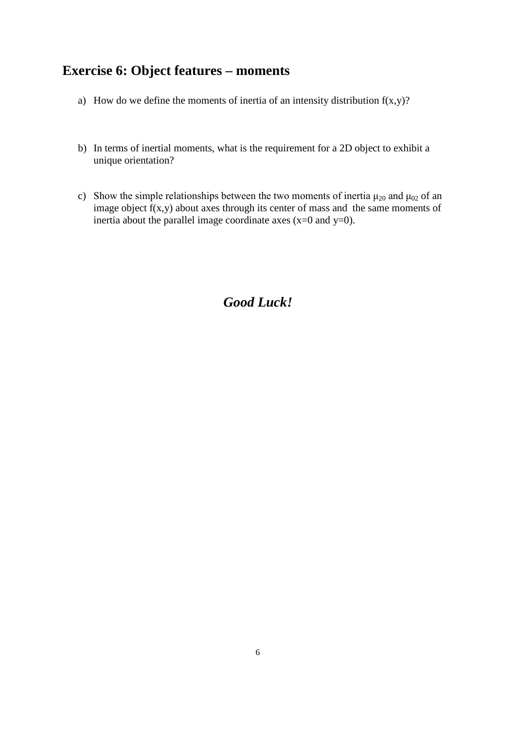## Exercise 6: Object features – moments

a) How do we define the moments of inertia of an intensity distribution f(x,y)?

b) In terms of inertial moments, what is the requirement for a 2D object to exhibit a unique orientation?

c) Show the simple relationships between the two moments of inertia $\mu_{20}$ and $\mu_{02}$ of an image object f(x,y) about axes through its center of mass and the same moments of inertia about the parallel image coordinate axes (x=0 and y=0).

***Good Luck!***